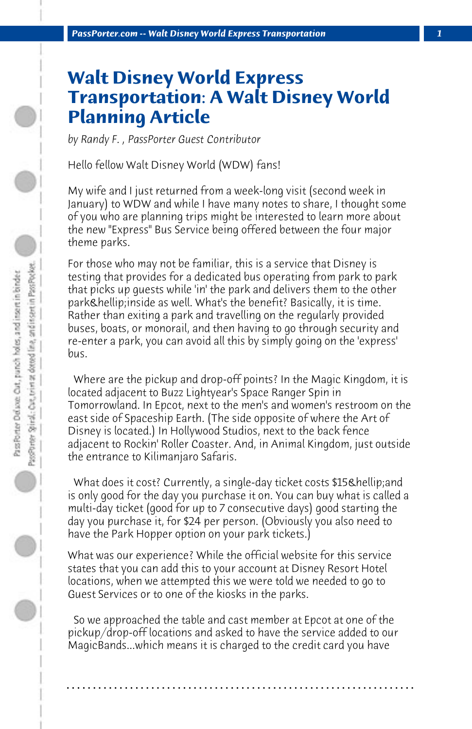# Walt Disney World Express Transportation: A Walt Disney World Planning Article

*by Randy F. , PassPorter Guest Contributor*

Hello fellow Walt Disney World (WDW) fans!

My wife and I just returned from a week-long visit (second week in January) to WDW and while I have many notes to share, I thought some of you who are planning trips might be interested to learn more about the new "Express" Bus Service being offered between the four major theme parks.

For those who may not be familiar, this is a service that Disney is testing that provides for a dedicated bus operating from park to park that picks up guests while 'in' the park and delivers them to the other park&hellip;inside as well. What's the benefit? Basically, it is time. Rather than exiting a park and travelling on the regularly provided buses, boats, or monorail, and then having to go through security and re-enter a park, you can avoid all this by simply going on the 'express' bus.

Where are the pickup and drop-off points? In the Magic Kingdom, it is located adjacent to Buzz Lightyear's Space Ranger Spin in Tomorrowland. In Epcot, next to the men's and women's restroom on the east side of Spaceship Earth. (The side opposite of where the Art of Disney is located.) In Hollywood Studios, next to the back fence adjacent to Rockin' Roller Coaster. And, in Animal Kingdom, just outside the entrance to Kilimanjaro Safaris.

What does it cost? Currently, a single-day ticket costs $15&hellip;and is only good for the day you purchase it on. You can buy what is called a multi-day ticket (good for up to 7 consecutive days) good starting the day you purchase it, for $24 per person. (Obviously you also need to have the Park Hopper option on your park tickets.)

What was our experience? While the official website for this service states that you can add this to your account at Disney Resort Hotel locations, when we attempted this we were told we needed to go to Guest Services or to one of the kiosks in the parks.

So we approached the table and cast member at Epcot at one of the pickup/drop-off locations and asked to have the service added to our MagicBands...which means it is charged to the credit card you have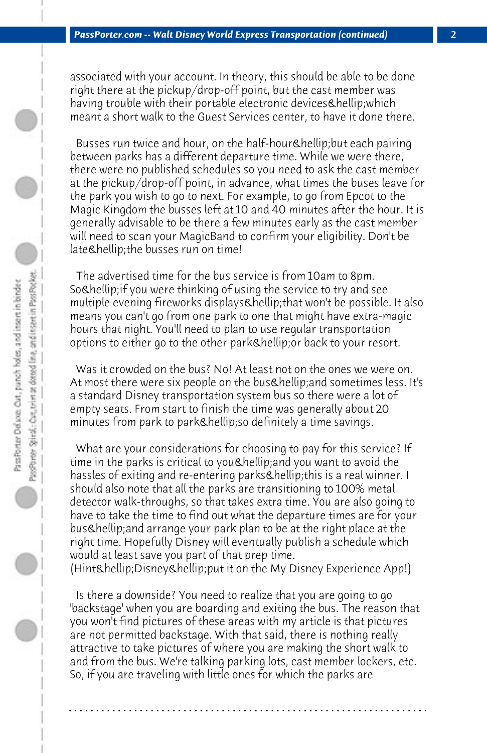associated with your account. In theory, this should be able to be done right there at the pickup/drop-off point, but the cast member was having trouble with their portable electronic devices&hellip;which meant a short walk to the Guest Services center, to have it done there.

Busses run twice and hour, on the half-hour&hellip;but each pairing between parks has a different departure time. While we were there, there were no published schedules so you need to ask the cast member at the pickup/drop-off point, in advance, what times the buses leave for the park you wish to go to next. For example, to go from Epcot to the Magic Kingdom the busses left at 10 and 40 minutes after the hour. It is generally advisable to be there a few minutes early as the cast member will need to scan your MagicBand to confirm your eligibility. Don't be late&hellip;the busses run on time!

The advertised time for the bus service is from 10am to 8pm. So&hellip;if you were thinking of using the service to try and see multiple evening fireworks displays&hellip;that won't be possible. It also means you can't go from one park to one that might have extra-magic hours that night. You'll need to plan to use regular transportation options to either go to the other park&hellip;or back to your resort.

Was it crowded on the bus? No! At least not on the ones we were on. At most there were six people on the bus&hellip;and sometimes less. It's a standard Disney transportation system bus so there were a lot of empty seats. From start to finish the time was generally about 20 minutes from park to park&hellip;so definitely a time savings.

What are your considerations for choosing to pay for this service? If time in the parks is critical to you&hellip;and you want to avoid the hassles of exiting and re-entering parks&hellip;this is a real winner. I should also note that all the parks are transitioning to 100% metal detector walk-throughs, so that takes extra time. You are also going to have to take the time to find out what the departure times are for your bus&hellip;and arrange your park plan to be at the right place at the right time. Hopefully Disney will eventually publish a schedule which would at least save you part of that prep time. (Hint&hellip;Disney&hellip;put it on the My Disney Experience App!)

Is there a downside? You need to realize that you are going to go 'backstage' when you are boarding and exiting the bus. The reason that you won't find pictures of these areas with my article is that pictures are not permitted backstage. With that said, there is nothing really attractive to take pictures of where you are making the short walk to and from the bus. We're talking parking lots, cast member lockers, etc. So, if you are traveling with little ones for which the parks are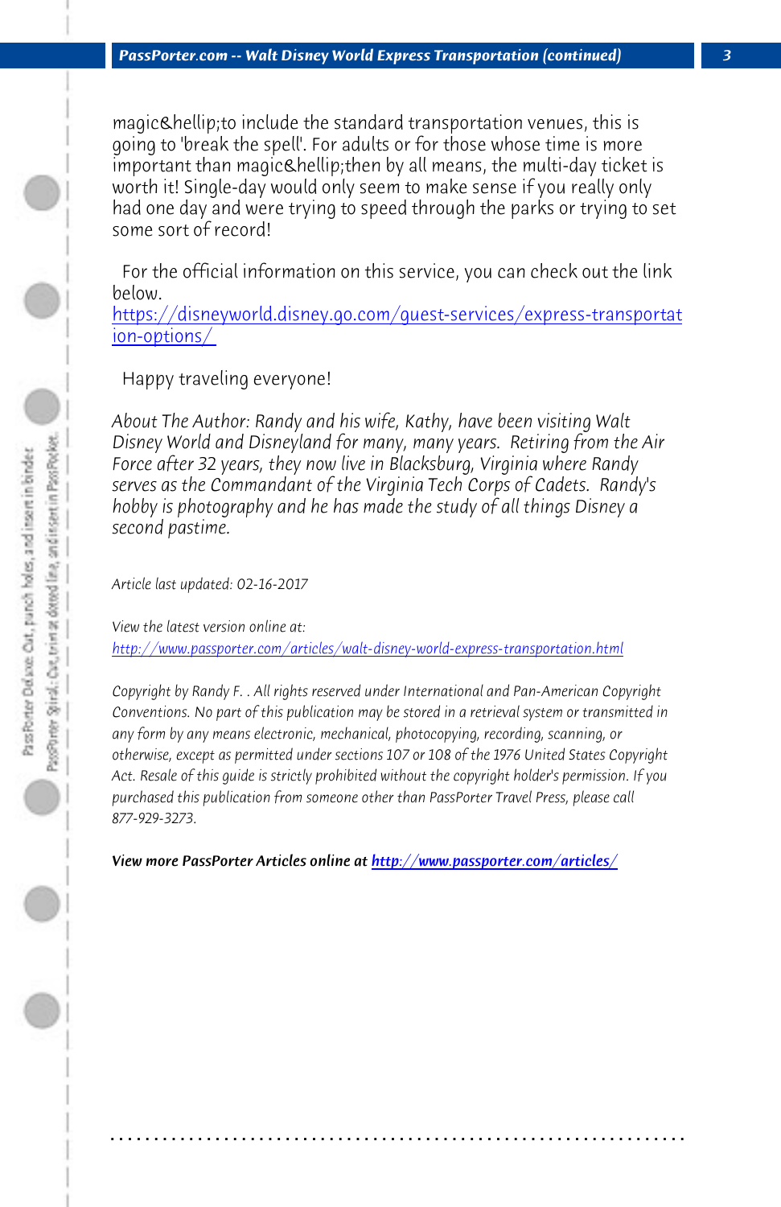magic&hellip;to include the standard transportation venues, this is going to 'break the spell'. For adults or for those whose time is more important than magic&hellip;then by all means, the multi-day ticket is worth it! Single-day would only seem to make sense if you really only had one day and were trying to speed through the parks or trying to set some sort of record!

For the official information on this service, you can check out the link below.
[https://disneyworld.disney.go.com/guest-services/express-transportation-options/](https://disneyworld.disney.go.com/guest-services/express-transportation-options/)

Happy traveling everyone!

*About The Author: Randy and his wife, Kathy, have been visiting Walt Disney World and Disneyland for many, many years. Retiring from the Air Force after 32 years, they now live in Blacksburg, Virginia where Randy serves as the Commandant of the Virginia Tech Corps of Cadets. Randy's hobby is photography and he has made the study of all things Disney a second pastime.*

*Article last updated: 02-16-2017*

*View the latest version online at:*
*[http://www.passporter.com/articles/walt-disney-world-express-transportation.html](http://www.passporter.com/articles/walt-disney-world-express-transportation.html)*

*Copyright by Randy F. . All rights reserved under International and Pan-American Copyright Conventions. No part of this publication may be stored in a retrieval system or transmitted in any form by any means electronic, mechanical, photocopying, recording, scanning, or otherwise, except as permitted under sections 107 or 108 of the 1976 United States Copyright Act. Resale of this guide is strictly prohibited without the copyright holder's permission. If you purchased this publication from someone other than PassPorter Travel Press, please call 877-929-3273.*

***View more PassPorter Articles online at [http://www.passporter.com/articles/](http://www.passporter.com/articles/)***